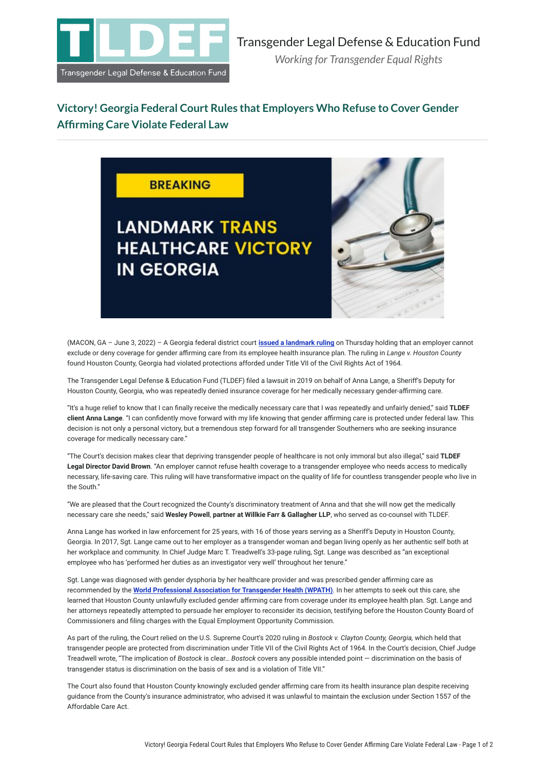Transgender Legal Defense & Education Fund

*Working for Transgender Equal Rights*

# Victory! Georgia Federal Court Rules that Employers Who Refuse to Cover Gender Affirming Care Violate Federal Law

(MACON, GA – June 3, 2022) – A Georgia federal district court **issued a landmark ruling** on Thursday holding that an employer cannot exclude or deny coverage for gender affirming care from its employee health insurance plan. The ruling in *Lange v. Houston County* found Houston County, Georgia had violated protections afforded under Title VII of the Civil Rights Act of 1964.

The Transgender Legal Defense & Education Fund (TLDEF) filed a lawsuit in 2019 on behalf of Anna Lange, a Sheriff's Deputy for Houston County, Georgia, who was repeatedly denied insurance coverage for her medically necessary gender-affirming care.

"It's a huge relief to know that I can finally receive the medically necessary care that I was repeatedly and unfairly denied," said **TLDEF client Anna Lange**. "I can confidently move forward with my life knowing that gender affirming care is protected under federal law. This decision is not only a personal victory, but a tremendous step forward for all transgender Southerners who are seeking insurance coverage for medically necessary care."

"The Court's decision makes clear that depriving transgender people of healthcare is not only immoral but also illegal," said **TLDEF Legal Director David Brown**. "An employer cannot refuse health coverage to a transgender employee who needs access to medically necessary, life-saving care. This ruling will have transformative impact on the quality of life for countless transgender people who live in the South."

"We are pleased that the Court recognized the County's discriminatory treatment of Anna and that she will now get the medically necessary care she needs," said **Wesley Powell**, **partner at Willkie Farr & Gallagher LLP**, who served as co-counsel with TLDEF.

Anna Lange has worked in law enforcement for 25 years, with 16 of those years serving as a Sheriff's Deputy in Houston County, Georgia. In 2017, Sgt. Lange came out to her employer as a transgender woman and began living openly as her authentic self both at her workplace and community. In Chief Judge Marc T. Treadwell's 33-page ruling, Sgt. Lange was described as "an exceptional employee who has 'performed her duties as an investigator very well' throughout her tenure."

Sgt. Lange was diagnosed with gender dysphoria by her healthcare provider and was prescribed gender affirming care as recommended by the **World Professional Association for Transgender Health (WPATH)**. In her attempts to seek out this care, she learned that Houston County unlawfully excluded gender affirming care from coverage under its employee health plan. Sgt. Lange and her attorneys repeatedly attempted to persuade her employer to reconsider its decision, testifying before the Houston County Board of Commissioners and filing charges with the Equal Employment Opportunity Commission.

As part of the ruling, the Court relied on the U.S. Supreme Court's 2020 ruling in *Bostock v. Clayton County, Georgia,* which held that transgender people are protected from discrimination under Title VII of the Civil Rights Act of 1964. In the Court's decision, Chief Judge Treadwell wrote, "The implication of *Bostock* is clear… *Bostock* covers any possible intended point — discrimination on the basis of transgender status is discrimination on the basis of sex and is a violation of Title VII."

The Court also found that Houston County knowingly excluded gender affirming care from its health insurance plan despite receiving guidance from the County's insurance administrator, who advised it was unlawful to maintain the exclusion under Section 1557 of the Affordable Care Act.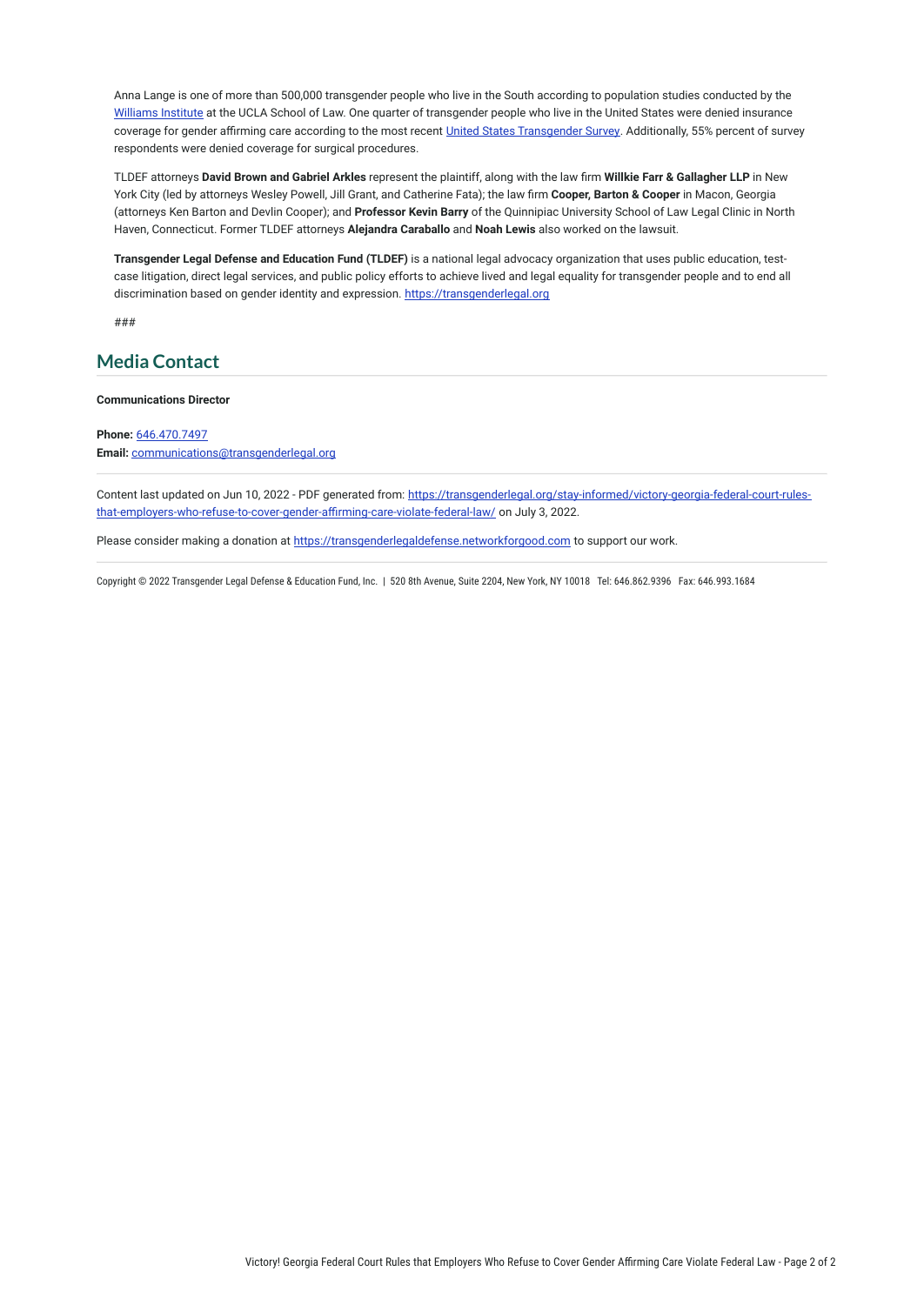Anna Lange is one of more than 500,000 transgender people who live in the South according to population studies conducted by the [Williams Institute](#) at the UCLA School of Law. One quarter of transgender people who live in the United States were denied insurance coverage for gender affirming care according to the most recent [United States Transgender Survey](#). Additionally, 55% percent of survey respondents were denied coverage for surgical procedures.

TLDEF attorneys **David Brown and Gabriel Arkles** represent the plaintiff, along with the law firm **Willkie Farr & Gallagher LLP** in New York City (led by attorneys Wesley Powell, Jill Grant, and Catherine Fata); the law firm **Cooper, Barton & Cooper** in Macon, Georgia (attorneys Ken Barton and Devlin Cooper); and **Professor Kevin Barry** of the Quinnipiac University School of Law Legal Clinic in North Haven, Connecticut. Former TLDEF attorneys **Alejandra Caraballo** and **Noah Lewis** also worked on the lawsuit.

**Transgender Legal Defense and Education Fund (TLDEF)** is a national legal advocacy organization that uses public education, test-case litigation, direct legal services, and public policy efforts to achieve lived and legal equality for transgender people and to end all discrimination based on gender identity and expression. https://transgenderlegal.org

###

## Media Contact

**Communications Director**

**Phone:** 646.470.7497
**Email:** communications@transgenderlegal.org

Content last updated on Jun 10, 2022 - PDF generated from: https://transgenderlegal.org/stay-informed/victory-georgia-federal-court-rules-that-employers-who-refuse-to-cover-gender-affirming-care-violate-federal-law/ on July 3, 2022.

Please consider making a donation at https://transgenderlegaldefense.networkforgood.com to support our work.

Copyright © 2022 Transgender Legal Defense & Education Fund, Inc. | 520 8th Avenue, Suite 2204, New York, NY 10018 Tel: 646.862.9396 Fax: 646.993.1684